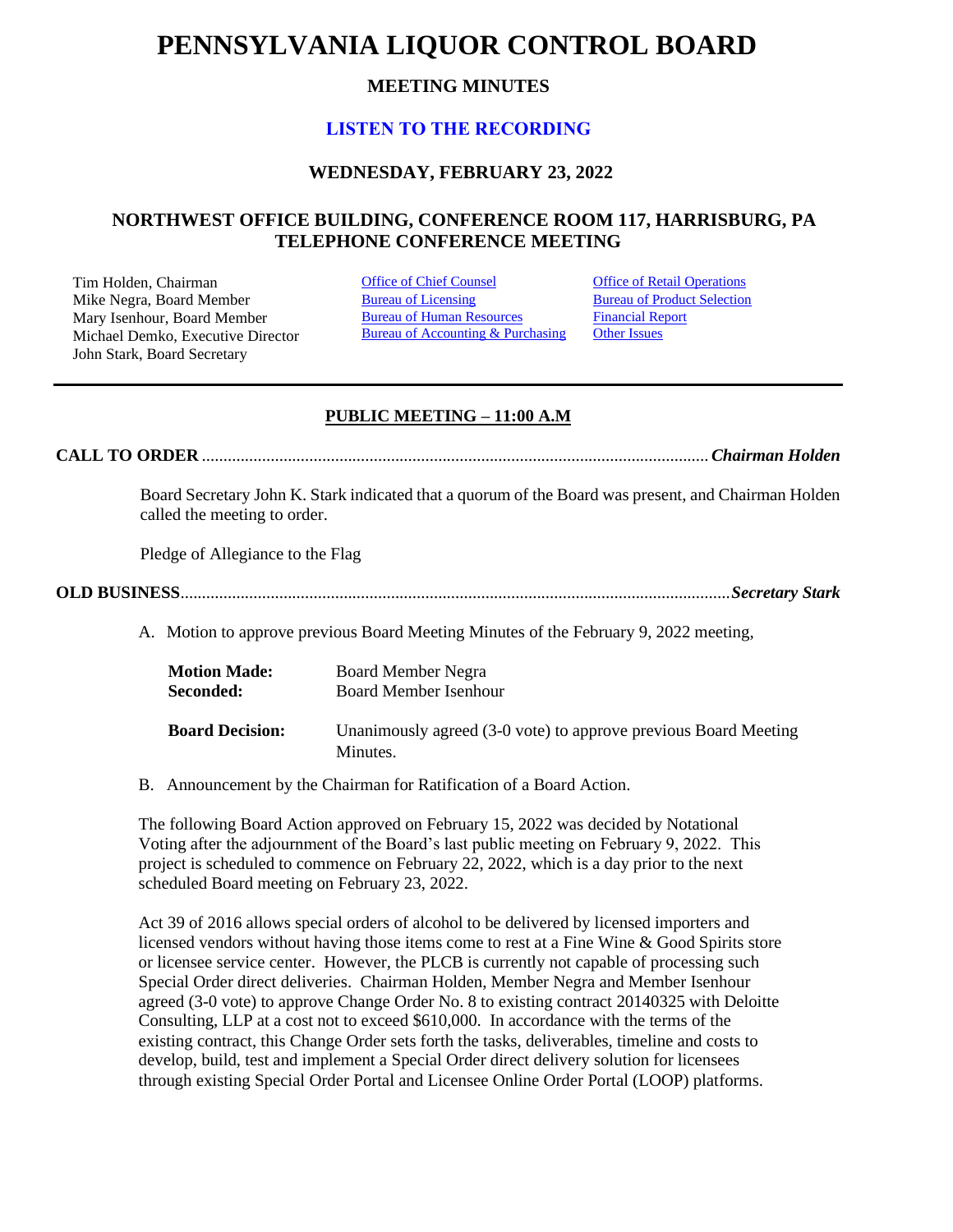# PENNSYLVANIA LIQUOR CONTROL BOARD

## MEETING MINUTES

### LISTEN TO THE RECORDING

### WEDNESDAY, FEBRUARY 23, 2022

### NORTHWEST OFFICE BUILDING, CONFERENCE ROOM 117, HARRISBURG, PA
### TELEPHONE CONFERENCE MEETING

Tim Holden, Chairman
Mike Negra, Board Member
Mary Isenhour, Board Member
Michael Demko, Executive Director
John Stark, Board Secretary

Office of Chief Counsel
Bureau of Licensing
Bureau of Human Resources
Bureau of Accounting & Purchasing

Office of Retail Operations
Bureau of Product Selection
Financial Report
Other Issues

---

**PUBLIC MEETING – 11:00 A.M**

**CALL TO ORDER** ....................................................................................................... ***Chairman Holden***

Board Secretary John K. Stark indicated that a quorum of the Board was present, and Chairman Holden called the meeting to order.

Pledge of Allegiance to the Flag

**OLD BUSINESS** ............................................................................................................. ***Secretary Stark***

A. Motion to approve previous Board Meeting Minutes of the February 9, 2022 meeting,

**Motion Made:** Board Member Negra
**Seconded:** Board Member Isenhour

**Board Decision:** Unanimously agreed (3-0 vote) to approve previous Board Meeting Minutes.

B. Announcement by the Chairman for Ratification of a Board Action.

The following Board Action approved on February 15, 2022 was decided by Notational Voting after the adjournment of the Board's last public meeting on February 9, 2022. This project is scheduled to commence on February 22, 2022, which is a day prior to the next scheduled Board meeting on February 23, 2022.

Act 39 of 2016 allows special orders of alcohol to be delivered by licensed importers and licensed vendors without having those items come to rest at a Fine Wine & Good Spirits store or licensee service center. However, the PLCB is currently not capable of processing such Special Order direct deliveries. Chairman Holden, Member Negra and Member Isenhour agreed (3-0 vote) to approve Change Order No. 8 to existing contract 20140325 with Deloitte Consulting, LLP at a cost not to exceed $610,000. In accordance with the terms of the existing contract, this Change Order sets forth the tasks, deliverables, timeline and costs to develop, build, test and implement a Special Order direct delivery solution for licensees through existing Special Order Portal and Licensee Online Order Portal (LOOP) platforms.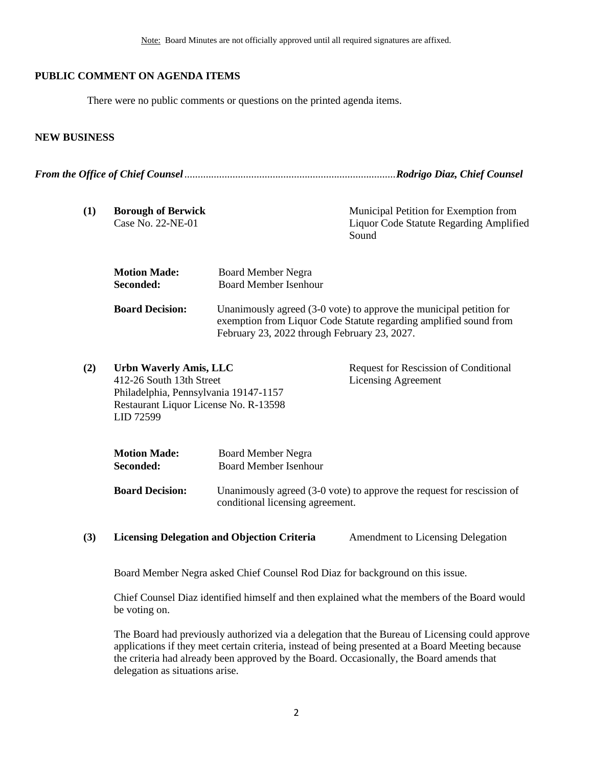Note: Board Minutes are not officially approved until all required signatures are affixed.

**PUBLIC COMMENT ON AGENDA ITEMS**

There were no public comments or questions on the printed agenda items.

**NEW BUSINESS**

***From the Office of Chief Counsel*..............................................................................*Rodrigo Diaz, Chief Counsel***

**(1) Borough of Berwick**
Case No. 22-NE-01

Municipal Petition for Exemption from Liquor Code Statute Regarding Amplified Sound

**Motion Made:** Board Member Negra
**Seconded:** Board Member Isenhour

**Board Decision:** Unanimously agreed (3-0 vote) to approve the municipal petition for exemption from Liquor Code Statute regarding amplified sound from February 23, 2022 through February 23, 2027.

**(2) Urbn Waverly Amis, LLC**
412-26 South 13th Street
Philadelphia, Pennsylvania 19147-1157
Restaurant Liquor License No. R-13598
LID 72599

Request for Rescission of Conditional Licensing Agreement

**Motion Made:** Board Member Negra
**Seconded:** Board Member Isenhour

**Board Decision:** Unanimously agreed (3-0 vote) to approve the request for rescission of conditional licensing agreement.

**(3) Licensing Delegation and Objection Criteria** — Amendment to Licensing Delegation

Board Member Negra asked Chief Counsel Rod Diaz for background on this issue.

Chief Counsel Diaz identified himself and then explained what the members of the Board would be voting on.

The Board had previously authorized via a delegation that the Bureau of Licensing could approve applications if they meet certain criteria, instead of being presented at a Board Meeting because the criteria had already been approved by the Board. Occasionally, the Board amends that delegation as situations arise.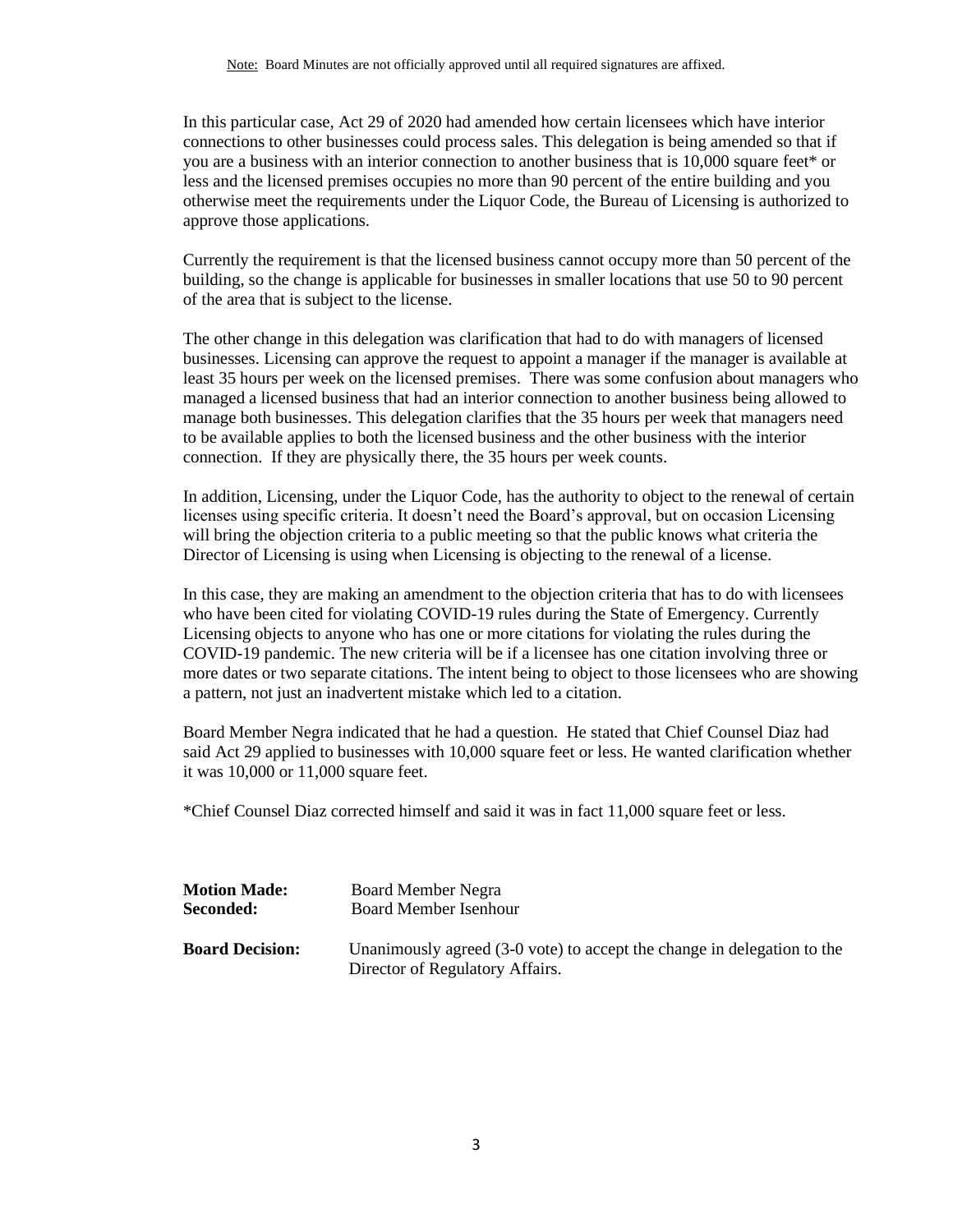Note: Board Minutes are not officially approved until all required signatures are affixed.

In this particular case, Act 29 of 2020 had amended how certain licensees which have interior connections to other businesses could process sales. This delegation is being amended so that if you are a business with an interior connection to another business that is 10,000 square feet* or less and the licensed premises occupies no more than 90 percent of the entire building and you otherwise meet the requirements under the Liquor Code, the Bureau of Licensing is authorized to approve those applications.

Currently the requirement is that the licensed business cannot occupy more than 50 percent of the building, so the change is applicable for businesses in smaller locations that use 50 to 90 percent of the area that is subject to the license.

The other change in this delegation was clarification that had to do with managers of licensed businesses. Licensing can approve the request to appoint a manager if the manager is available at least 35 hours per week on the licensed premises. There was some confusion about managers who managed a licensed business that had an interior connection to another business being allowed to manage both businesses. This delegation clarifies that the 35 hours per week that managers need to be available applies to both the licensed business and the other business with the interior connection. If they are physically there, the 35 hours per week counts.

In addition, Licensing, under the Liquor Code, has the authority to object to the renewal of certain licenses using specific criteria. It doesn't need the Board's approval, but on occasion Licensing will bring the objection criteria to a public meeting so that the public knows what criteria the Director of Licensing is using when Licensing is objecting to the renewal of a license.

In this case, they are making an amendment to the objection criteria that has to do with licensees who have been cited for violating COVID-19 rules during the State of Emergency. Currently Licensing objects to anyone who has one or more citations for violating the rules during the COVID-19 pandemic. The new criteria will be if a licensee has one citation involving three or more dates or two separate citations. The intent being to object to those licensees who are showing a pattern, not just an inadvertent mistake which led to a citation.

Board Member Negra indicated that he had a question. He stated that Chief Counsel Diaz had said Act 29 applied to businesses with 10,000 square feet or less. He wanted clarification whether it was 10,000 or 11,000 square feet.

*Chief Counsel Diaz corrected himself and said it was in fact 11,000 square feet or less.

**Motion Made:** Board Member Negra
**Seconded:** Board Member Isenhour

**Board Decision:** Unanimously agreed (3-0 vote) to accept the change in delegation to the Director of Regulatory Affairs.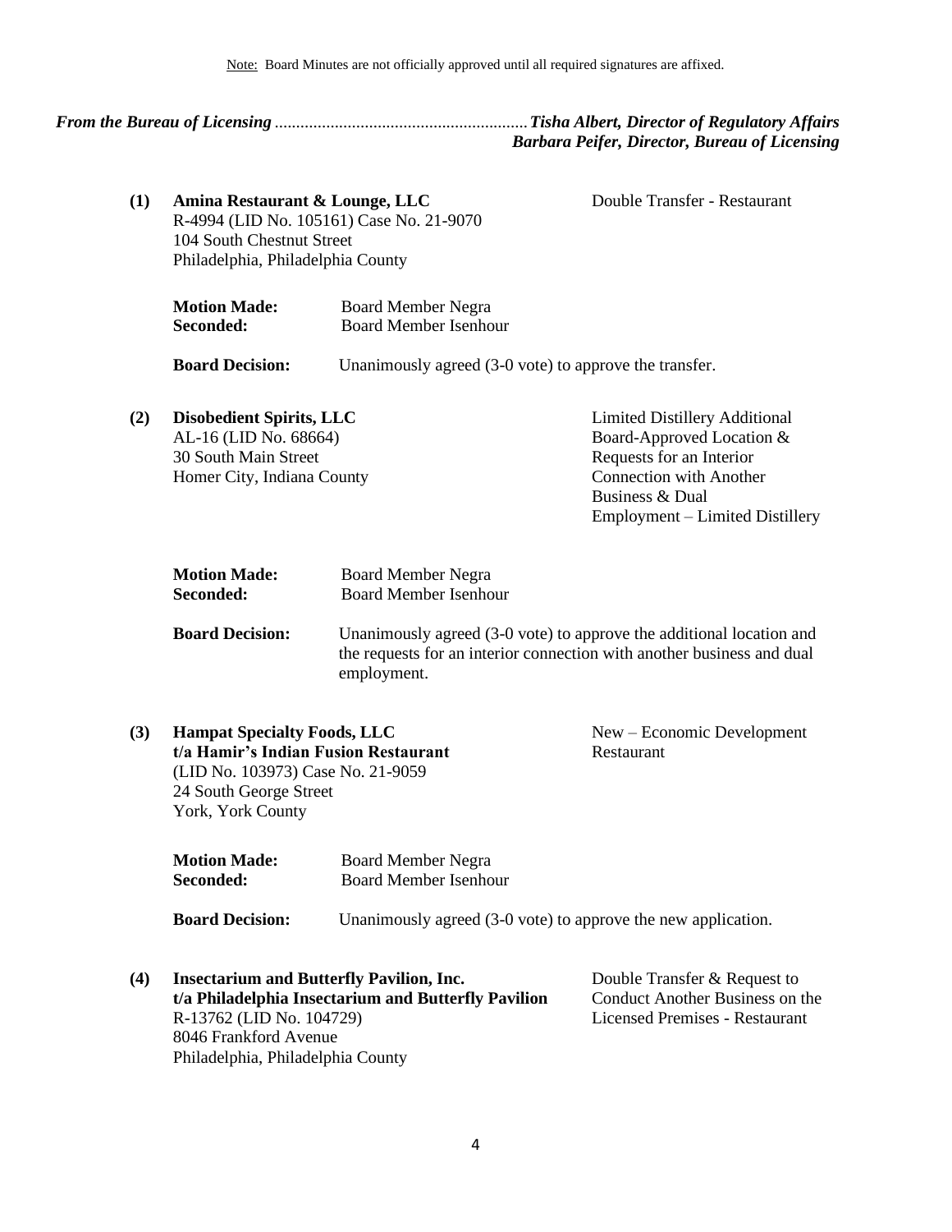Note: Board Minutes are not officially approved until all required signatures are affixed.

***From the Bureau of Licensing ........................................................... Tisha Albert, Director of Regulatory Affairs***
***Barbara Peifer, Director, Bureau of Licensing***

**(1) Amina Restaurant & Lounge, LLC** — Double Transfer - Restaurant
R-4994 (LID No. 105161) Case No. 21-9070
104 South Chestnut Street
Philadelphia, Philadelphia County

**Motion Made:** Board Member Negra
**Seconded:** Board Member Isenhour

**Board Decision:** Unanimously agreed (3-0 vote) to approve the transfer.

**(2) Disobedient Spirits, LLC** — Limited Distillery Additional Board-Approved Location & Requests for an Interior Connection with Another Business & Dual Employment – Limited Distillery
AL-16 (LID No. 68664)
30 South Main Street
Homer City, Indiana County

**Motion Made:** Board Member Negra
**Seconded:** Board Member Isenhour

**Board Decision:** Unanimously agreed (3-0 vote) to approve the additional location and the requests for an interior connection with another business and dual employment.

**(3) Hampat Specialty Foods, LLC**
**t/a Hamir's Indian Fusion Restaurant** — New – Economic Development Restaurant
(LID No. 103973) Case No. 21-9059
24 South George Street
York, York County

**Motion Made:** Board Member Negra
**Seconded:** Board Member Isenhour

**Board Decision:** Unanimously agreed (3-0 vote) to approve the new application.

**(4) Insectarium and Butterfly Pavilion, Inc.**
**t/a Philadelphia Insectarium and Butterfly Pavilion** — Double Transfer & Request to Conduct Another Business on the Licensed Premises - Restaurant
R-13762 (LID No. 104729)
8046 Frankford Avenue
Philadelphia, Philadelphia County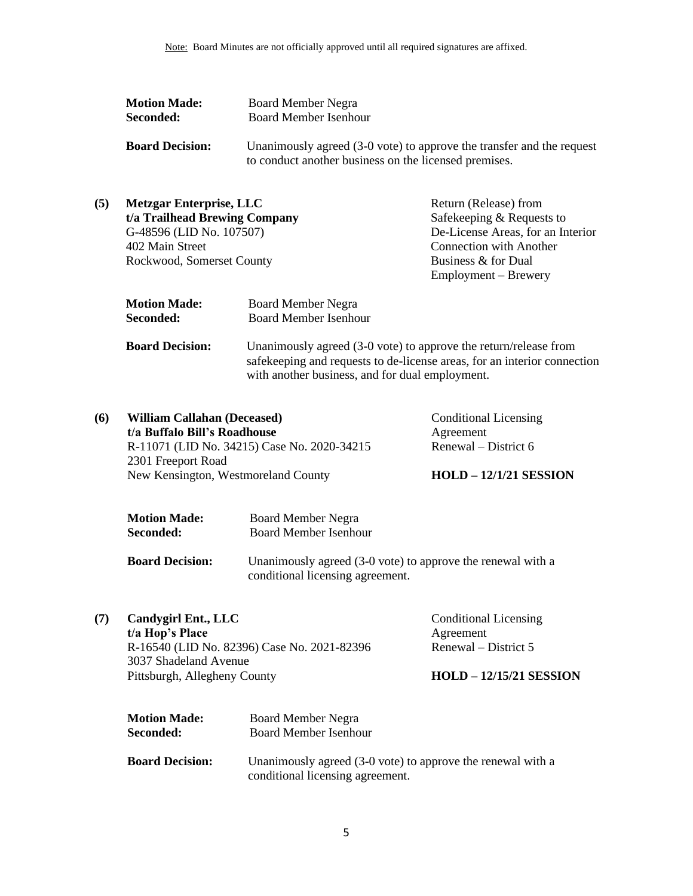Note: Board Minutes are not officially approved until all required signatures are affixed.

**Motion Made:** Board Member Negra
**Seconded:** Board Member Isenhour

**Board Decision:** Unanimously agreed (3-0 vote) to approve the transfer and the request to conduct another business on the licensed premises.

**(5) Metzgar Enterprise, LLC**
**t/a Trailhead Brewing Company**
G-48596 (LID No. 107507)
402 Main Street
Rockwood, Somerset County

Return (Release) from Safekeeping & Requests to De-License Areas, for an Interior Connection with Another Business & for Dual Employment – Brewery

**Motion Made:** Board Member Negra
**Seconded:** Board Member Isenhour

**Board Decision:** Unanimously agreed (3-0 vote) to approve the return/release from safekeeping and requests to de-license areas, for an interior connection with another business, and for dual employment.

**(6) William Callahan (Deceased)**
**t/a Buffalo Bill's Roadhouse**
R-11071 (LID No. 34215) Case No. 2020-34215
2301 Freeport Road
New Kensington, Westmoreland County

Conditional Licensing Agreement Renewal – District 6

**HOLD – 12/1/21 SESSION**

**Motion Made:** Board Member Negra
**Seconded:** Board Member Isenhour

**Board Decision:** Unanimously agreed (3-0 vote) to approve the renewal with a conditional licensing agreement.

**(7) Candygirl Ent., LLC**
**t/a Hop's Place**
R-16540 (LID No. 82396) Case No. 2021-82396
3037 Shadeland Avenue
Pittsburgh, Allegheny County

Conditional Licensing Agreement Renewal – District 5

**HOLD – 12/15/21 SESSION**

**Motion Made:** Board Member Negra
**Seconded:** Board Member Isenhour

**Board Decision:** Unanimously agreed (3-0 vote) to approve the renewal with a conditional licensing agreement.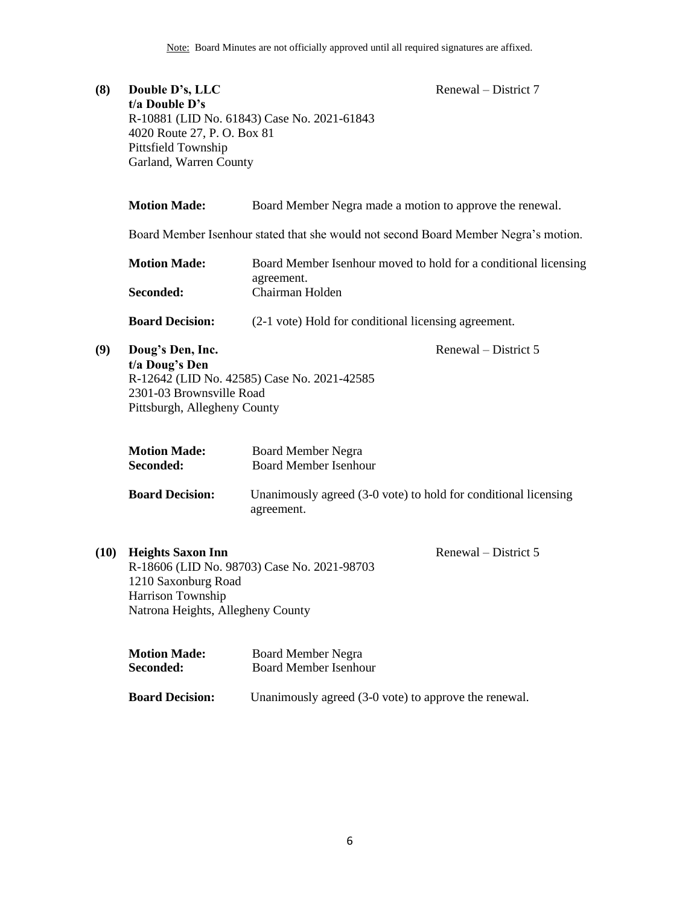Note: Board Minutes are not officially approved until all required signatures are affixed.

**(8) Double D's, LLC** — Renewal – District 7
**t/a Double D's**
R-10881 (LID No. 61843) Case No. 2021-61843
4020 Route 27, P. O. Box 81
Pittsfield Township
Garland, Warren County

**Motion Made:** Board Member Negra made a motion to approve the renewal.

Board Member Isenhour stated that she would not second Board Member Negra's motion.

**Motion Made:** Board Member Isenhour moved to hold for a conditional licensing agreement.
**Seconded:** Chairman Holden

**Board Decision:** (2-1 vote) Hold for conditional licensing agreement.

**(9) Doug's Den, Inc.** — Renewal – District 5
**t/a Doug's Den**
R-12642 (LID No. 42585) Case No. 2021-42585
2301-03 Brownsville Road
Pittsburgh, Allegheny County

**Motion Made:** Board Member Negra
**Seconded:** Board Member Isenhour

**Board Decision:** Unanimously agreed (3-0 vote) to hold for conditional licensing agreement.

**(10) Heights Saxon Inn** — Renewal – District 5
R-18606 (LID No. 98703) Case No. 2021-98703
1210 Saxonburg Road
Harrison Township
Natrona Heights, Allegheny County

**Motion Made:** Board Member Negra
**Seconded:** Board Member Isenhour

**Board Decision:** Unanimously agreed (3-0 vote) to approve the renewal.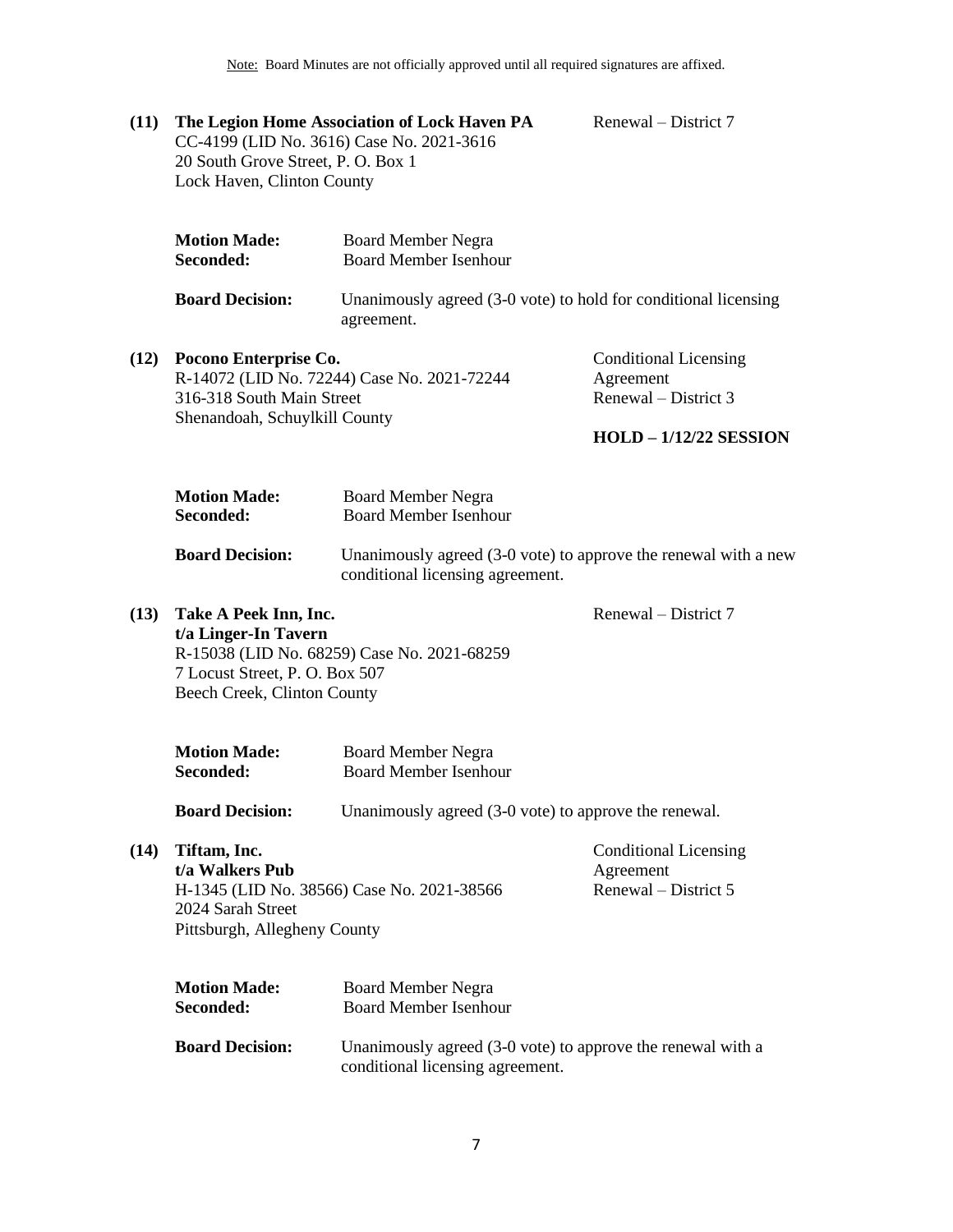Note: Board Minutes are not officially approved until all required signatures are affixed.

**(11) The Legion Home Association of Lock Haven PA** — Renewal – District 7
CC-4199 (LID No. 3616) Case No. 2021-3616
20 South Grove Street, P. O. Box 1
Lock Haven, Clinton County

**Motion Made:** Board Member Negra
**Seconded:** Board Member Isenhour

**Board Decision:** Unanimously agreed (3-0 vote) to hold for conditional licensing agreement.

**(12) Pocono Enterprise Co.** — Conditional Licensing Agreement Renewal – District 3
R-14072 (LID No. 72244) Case No. 2021-72244
316-318 South Main Street
Shenandoah, Schuylkill County

**HOLD – 1/12/22 SESSION**

**Motion Made:** Board Member Negra
**Seconded:** Board Member Isenhour

**Board Decision:** Unanimously agreed (3-0 vote) to approve the renewal with a new conditional licensing agreement.

**(13) Take A Peek Inn, Inc.** — Renewal – District 7
**t/a Linger-In Tavern**
R-15038 (LID No. 68259) Case No. 2021-68259
7 Locust Street, P. O. Box 507
Beech Creek, Clinton County

**Motion Made:** Board Member Negra
**Seconded:** Board Member Isenhour

**Board Decision:** Unanimously agreed (3-0 vote) to approve the renewal.

**(14) Tiftam, Inc.** — Conditional Licensing Agreement Renewal – District 5
**t/a Walkers Pub**
H-1345 (LID No. 38566) Case No. 2021-38566
2024 Sarah Street
Pittsburgh, Allegheny County

**Motion Made:** Board Member Negra
**Seconded:** Board Member Isenhour

**Board Decision:** Unanimously agreed (3-0 vote) to approve the renewal with a conditional licensing agreement.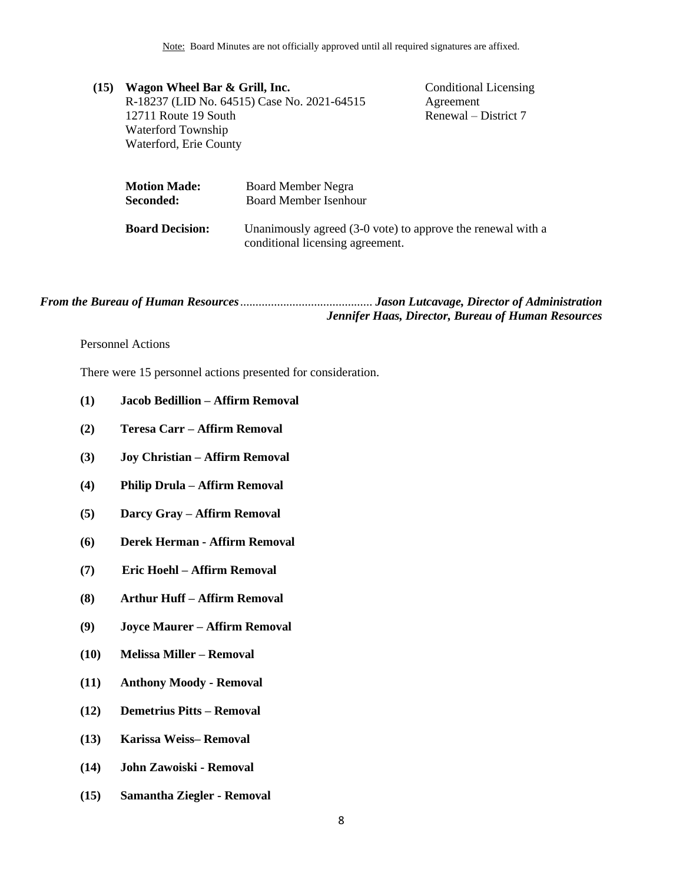Note: Board Minutes are not officially approved until all required signatures are affixed.

**(15) Wagon Wheel Bar & Grill, Inc.**
R-18237 (LID No. 64515) Case No. 2021-64515
12711 Route 19 South
Waterford Township
Waterford, Erie County

Conditional Licensing Agreement
Renewal – District 7

**Motion Made:** Board Member Negra
**Seconded:** Board Member Isenhour

**Board Decision:** Unanimously agreed (3-0 vote) to approve the renewal with a conditional licensing agreement.

***From the Bureau of Human Resources*** .......................................... ***Jason Lutcavage, Director of Administration***
***Jennifer Haas, Director, Bureau of Human Resources***

Personnel Actions

There were 15 personnel actions presented for consideration.

**(1) Jacob Bedillion – Affirm Removal**

**(2) Teresa Carr – Affirm Removal**

**(3) Joy Christian – Affirm Removal**

**(4) Philip Drula – Affirm Removal**

**(5) Darcy Gray – Affirm Removal**

**(6) Derek Herman - Affirm Removal**

**(7) Eric Hoehl – Affirm Removal**

**(8) Arthur Huff – Affirm Removal**

**(9) Joyce Maurer – Affirm Removal**

**(10) Melissa Miller – Removal**

**(11) Anthony Moody - Removal**

**(12) Demetrius Pitts – Removal**

**(13) Karissa Weiss– Removal**

**(14) John Zawoiski - Removal**

**(15) Samantha Ziegler - Removal**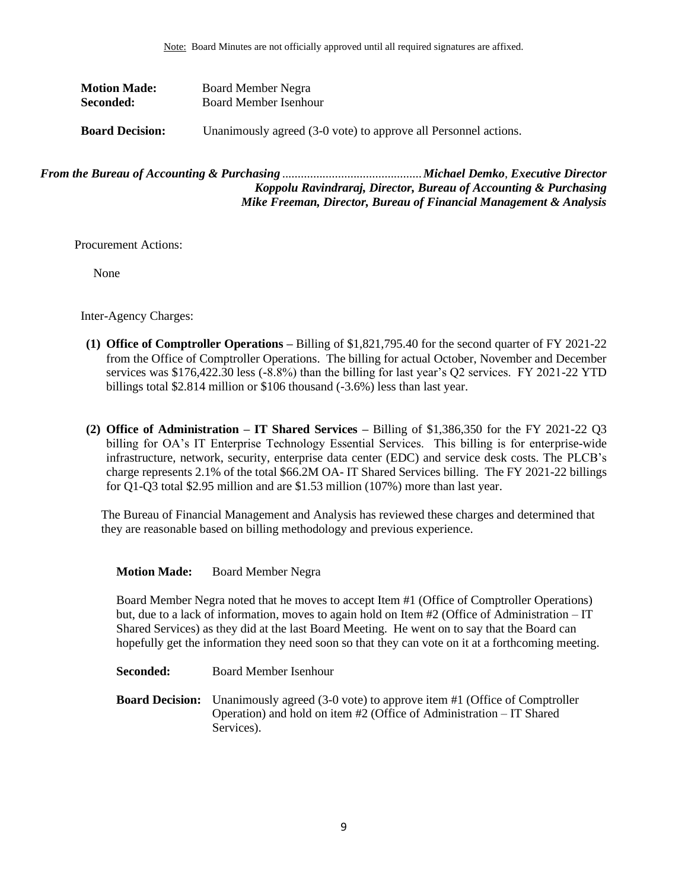Note: Board Minutes are not officially approved until all required signatures are affixed.

**Motion Made:** Board Member Negra
**Seconded:** Board Member Isenhour

**Board Decision:** Unanimously agreed (3-0 vote) to approve all Personnel actions.

***From the Bureau of Accounting & Purchasing*** ............................................ ***Michael Demko, Executive Director***
***Koppolu Ravindraraj, Director, Bureau of Accounting & Purchasing***
***Mike Freeman, Director, Bureau of Financial Management & Analysis***

Procurement Actions:

None

Inter-Agency Charges:

**(1) Office of Comptroller Operations –** Billing of $1,821,795.40 for the second quarter of FY 2021-22 from the Office of Comptroller Operations. The billing for actual October, November and December services was $176,422.30 less (-8.8%) than the billing for last year's Q2 services. FY 2021-22 YTD billings total $2.814 million or $106 thousand (-3.6%) less than last year.

**(2) Office of Administration – IT Shared Services –** Billing of $1,386,350 for the FY 2021-22 Q3 billing for OA's IT Enterprise Technology Essential Services. This billing is for enterprise-wide infrastructure, network, security, enterprise data center (EDC) and service desk costs. The PLCB's charge represents 2.1% of the total $66.2M OA- IT Shared Services billing. The FY 2021-22 billings for Q1-Q3 total $2.95 million and are $1.53 million (107%) more than last year.

The Bureau of Financial Management and Analysis has reviewed these charges and determined that they are reasonable based on billing methodology and previous experience.

**Motion Made:** Board Member Negra

Board Member Negra noted that he moves to accept Item #1 (Office of Comptroller Operations) but, due to a lack of information, moves to again hold on Item #2 (Office of Administration – IT Shared Services) as they did at the last Board Meeting. He went on to say that the Board can hopefully get the information they need soon so that they can vote on it at a forthcoming meeting.

**Seconded:** Board Member Isenhour

**Board Decision:** Unanimously agreed (3-0 vote) to approve item #1 (Office of Comptroller Operation) and hold on item #2 (Office of Administration – IT Shared Services).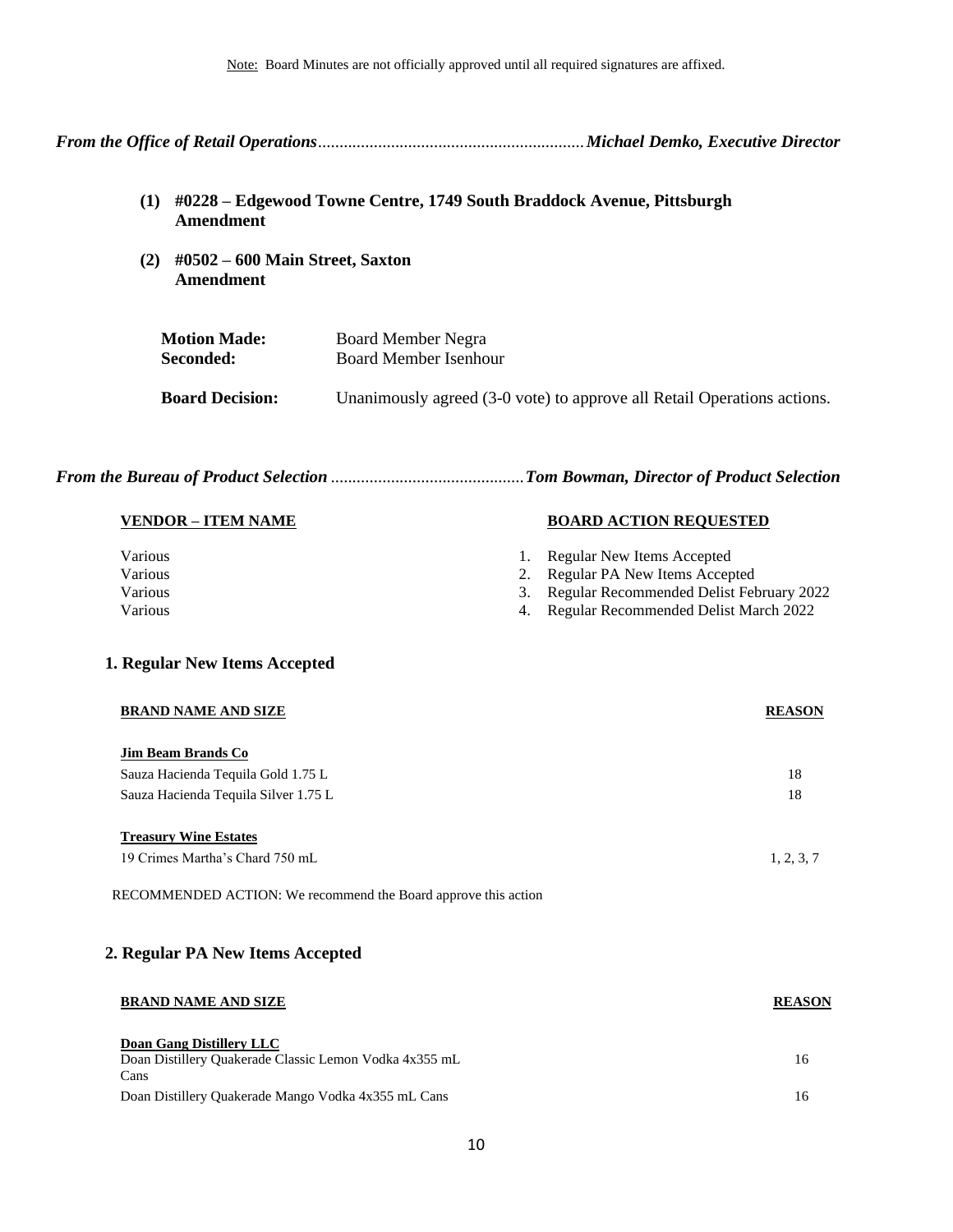Note: Board Minutes are not officially approved until all required signatures are affixed.

***From the Office of Retail Operations*** ............................................................ ***Michael Demko, Executive Director***

**(1) #0228 – Edgewood Towne Centre, 1749 South Braddock Avenue, Pittsburgh Amendment**

**(2) #0502 – 600 Main Street, Saxton Amendment**

| | |
|---|---|
| **Motion Made:** | Board Member Negra |
| **Seconded:** | Board Member Isenhour |
| **Board Decision:** | Unanimously agreed (3-0 vote) to approve all Retail Operations actions. |

***From the Bureau of Product Selection*** ............................................ ***Tom Bowman, Director of Product Selection***

| VENDOR – ITEM NAME | BOARD ACTION REQUESTED |
|---|---|
| Various | 1. Regular New Items Accepted |
| Various | 2. Regular PA New Items Accepted |
| Various | 3. Regular Recommended Delist February 2022 |
| Various | 4. Regular Recommended Delist March 2022 |

## 1. Regular New Items Accepted

| BRAND NAME AND SIZE | REASON |
|---|---|
| **Jim Beam Brands Co** | |
| Sauza Hacienda Tequila Gold 1.75 L | 18 |
| Sauza Hacienda Tequila Silver 1.75 L | 18 |
| **Treasury Wine Estates** | |
| 19 Crimes Martha's Chard 750 mL | 1, 2, 3, 7 |

RECOMMENDED ACTION: We recommend the Board approve this action

## 2. Regular PA New Items Accepted

| BRAND NAME AND SIZE | REASON |
|---|---|
| **Doan Gang Distillery LLC** | |
| Doan Distillery Quakerade Classic Lemon Vodka 4x355 mL Cans | 16 |
| Doan Distillery Quakerade Mango Vodka 4x355 mL Cans | 16 |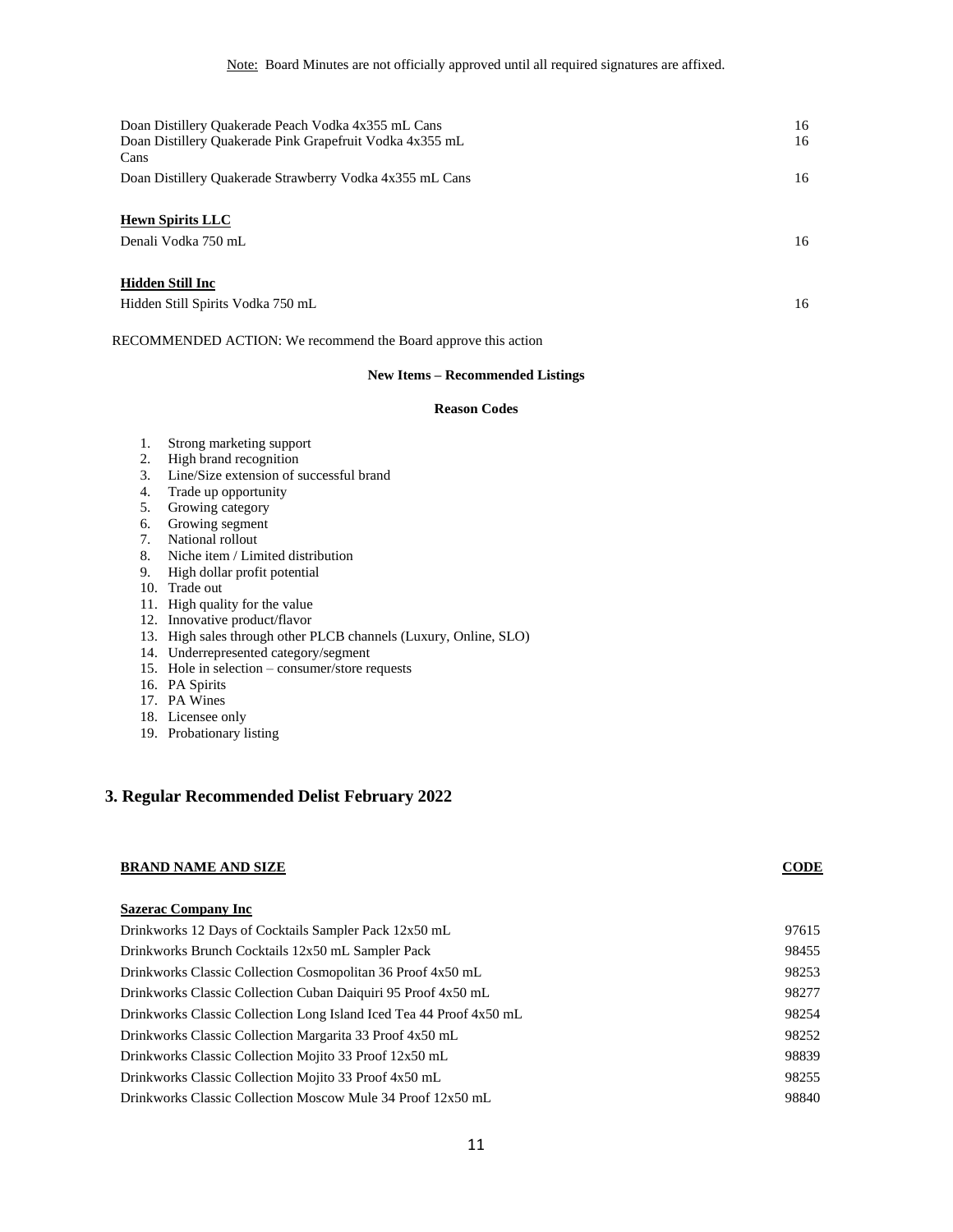Note: Board Minutes are not officially approved until all required signatures are affixed.

| | |
|---|---|
| Doan Distillery Quakerade Peach Vodka 4x355 mL Cans | 16 |
| Doan Distillery Quakerade Pink Grapefruit Vodka 4x355 mL Cans | 16 |
| Doan Distillery Quakerade Strawberry Vodka 4x355 mL Cans | 16 |

**Hewn Spirits LLC**

| | |
|---|---|
| Denali Vodka 750 mL | 16 |

**Hidden Still Inc**

| | |
|---|---|
| Hidden Still Spirits Vodka 750 mL | 16 |

RECOMMENDED ACTION: We recommend the Board approve this action

**New Items – Recommended Listings**

**Reason Codes**

1. Strong marketing support
2. High brand recognition
3. Line/Size extension of successful brand
4. Trade up opportunity
5. Growing category
6. Growing segment
7. National rollout
8. Niche item / Limited distribution
9. High dollar profit potential
10. Trade out
11. High quality for the value
12. Innovative product/flavor
13. High sales through other PLCB channels (Luxury, Online, SLO)
14. Underrepresented category/segment
15. Hole in selection – consumer/store requests
16. PA Spirits
17. PA Wines
18. Licensee only
19. Probationary listing

## 3. Regular Recommended Delist February 2022

| BRAND NAME AND SIZE | CODE |
|---|---|
| **Sazerac Company Inc** | |
| Drinkworks 12 Days of Cocktails Sampler Pack 12x50 mL | 97615 |
| Drinkworks Brunch Cocktails 12x50 mL Sampler Pack | 98455 |
| Drinkworks Classic Collection Cosmopolitan 36 Proof 4x50 mL | 98253 |
| Drinkworks Classic Collection Cuban Daiquiri 95 Proof 4x50 mL | 98277 |
| Drinkworks Classic Collection Long Island Iced Tea 44 Proof 4x50 mL | 98254 |
| Drinkworks Classic Collection Margarita 33 Proof 4x50 mL | 98252 |
| Drinkworks Classic Collection Mojito 33 Proof 12x50 mL | 98839 |
| Drinkworks Classic Collection Mojito 33 Proof 4x50 mL | 98255 |
| Drinkworks Classic Collection Moscow Mule 34 Proof 12x50 mL | 98840 |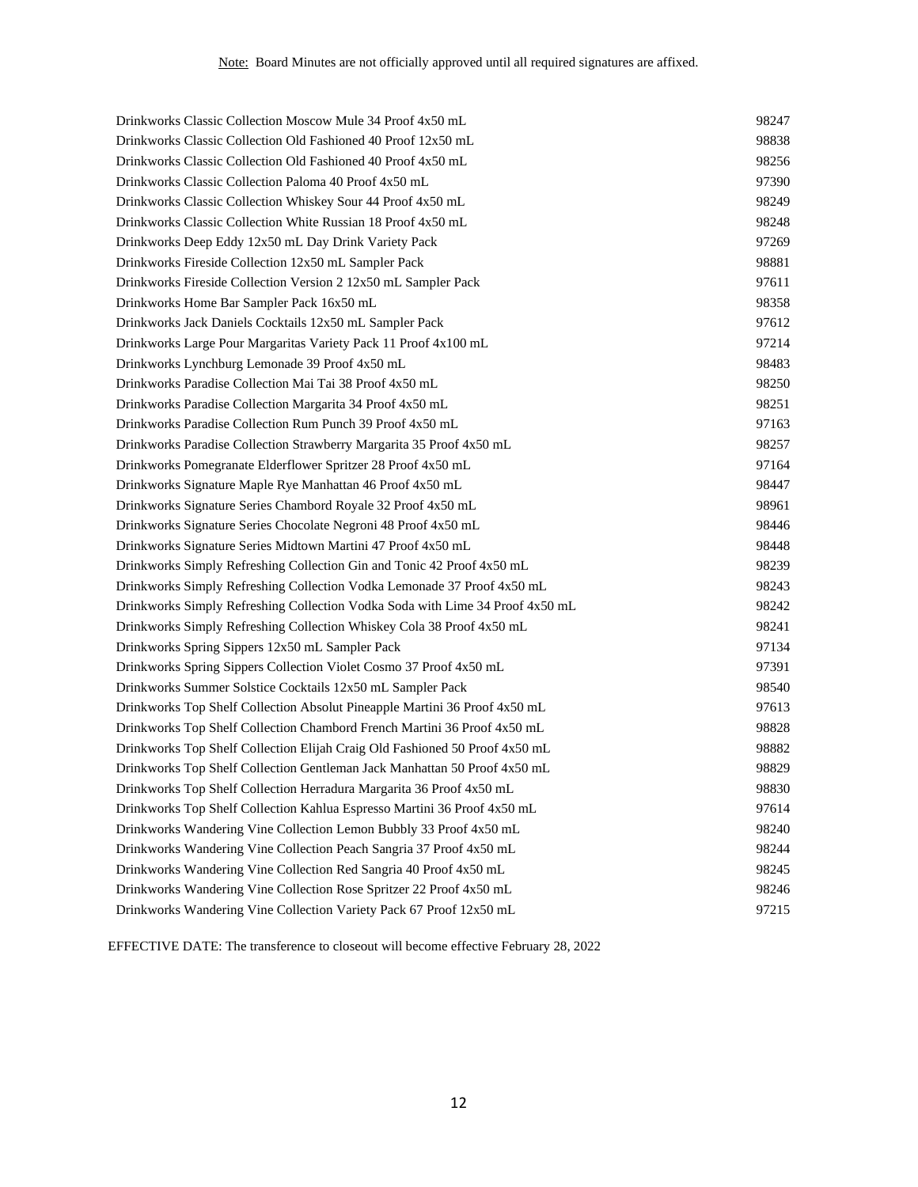Note: Board Minutes are not officially approved until all required signatures are affixed.

| | |
|---|---|
| Drinkworks Classic Collection Moscow Mule 34 Proof 4x50 mL | 98247 |
| Drinkworks Classic Collection Old Fashioned 40 Proof 12x50 mL | 98838 |
| Drinkworks Classic Collection Old Fashioned 40 Proof 4x50 mL | 98256 |
| Drinkworks Classic Collection Paloma 40 Proof 4x50 mL | 97390 |
| Drinkworks Classic Collection Whiskey Sour 44 Proof 4x50 mL | 98249 |
| Drinkworks Classic Collection White Russian 18 Proof 4x50 mL | 98248 |
| Drinkworks Deep Eddy 12x50 mL Day Drink Variety Pack | 97269 |
| Drinkworks Fireside Collection 12x50 mL Sampler Pack | 98881 |
| Drinkworks Fireside Collection Version 2 12x50 mL Sampler Pack | 97611 |
| Drinkworks Home Bar Sampler Pack 16x50 mL | 98358 |
| Drinkworks Jack Daniels Cocktails 12x50 mL Sampler Pack | 97612 |
| Drinkworks Large Pour Margaritas Variety Pack 11 Proof 4x100 mL | 97214 |
| Drinkworks Lynchburg Lemonade 39 Proof 4x50 mL | 98483 |
| Drinkworks Paradise Collection Mai Tai 38 Proof 4x50 mL | 98250 |
| Drinkworks Paradise Collection Margarita 34 Proof 4x50 mL | 98251 |
| Drinkworks Paradise Collection Rum Punch 39 Proof 4x50 mL | 97163 |
| Drinkworks Paradise Collection Strawberry Margarita 35 Proof 4x50 mL | 98257 |
| Drinkworks Pomegranate Elderflower Spritzer 28 Proof 4x50 mL | 97164 |
| Drinkworks Signature Maple Rye Manhattan 46 Proof 4x50 mL | 98447 |
| Drinkworks Signature Series Chambord Royale 32 Proof 4x50 mL | 98961 |
| Drinkworks Signature Series Chocolate Negroni 48 Proof 4x50 mL | 98446 |
| Drinkworks Signature Series Midtown Martini 47 Proof 4x50 mL | 98448 |
| Drinkworks Simply Refreshing Collection Gin and Tonic 42 Proof 4x50 mL | 98239 |
| Drinkworks Simply Refreshing Collection Vodka Lemonade 37 Proof 4x50 mL | 98243 |
| Drinkworks Simply Refreshing Collection Vodka Soda with Lime 34 Proof 4x50 mL | 98242 |
| Drinkworks Simply Refreshing Collection Whiskey Cola 38 Proof 4x50 mL | 98241 |
| Drinkworks Spring Sippers 12x50 mL Sampler Pack | 97134 |
| Drinkworks Spring Sippers Collection Violet Cosmo 37 Proof 4x50 mL | 97391 |
| Drinkworks Summer Solstice Cocktails 12x50 mL Sampler Pack | 98540 |
| Drinkworks Top Shelf Collection Absolut Pineapple Martini 36 Proof 4x50 mL | 97613 |
| Drinkworks Top Shelf Collection Chambord French Martini 36 Proof 4x50 mL | 98828 |
| Drinkworks Top Shelf Collection Elijah Craig Old Fashioned 50 Proof 4x50 mL | 98882 |
| Drinkworks Top Shelf Collection Gentleman Jack Manhattan 50 Proof 4x50 mL | 98829 |
| Drinkworks Top Shelf Collection Herradura Margarita 36 Proof 4x50 mL | 98830 |
| Drinkworks Top Shelf Collection Kahlua Espresso Martini 36 Proof 4x50 mL | 97614 |
| Drinkworks Wandering Vine Collection Lemon Bubbly 33 Proof 4x50 mL | 98240 |
| Drinkworks Wandering Vine Collection Peach Sangria 37 Proof 4x50 mL | 98244 |
| Drinkworks Wandering Vine Collection Red Sangria 40 Proof 4x50 mL | 98245 |
| Drinkworks Wandering Vine Collection Rose Spritzer 22 Proof 4x50 mL | 98246 |
| Drinkworks Wandering Vine Collection Variety Pack 67 Proof 12x50 mL | 97215 |

EFFECTIVE DATE: The transference to closeout will become effective February 28, 2022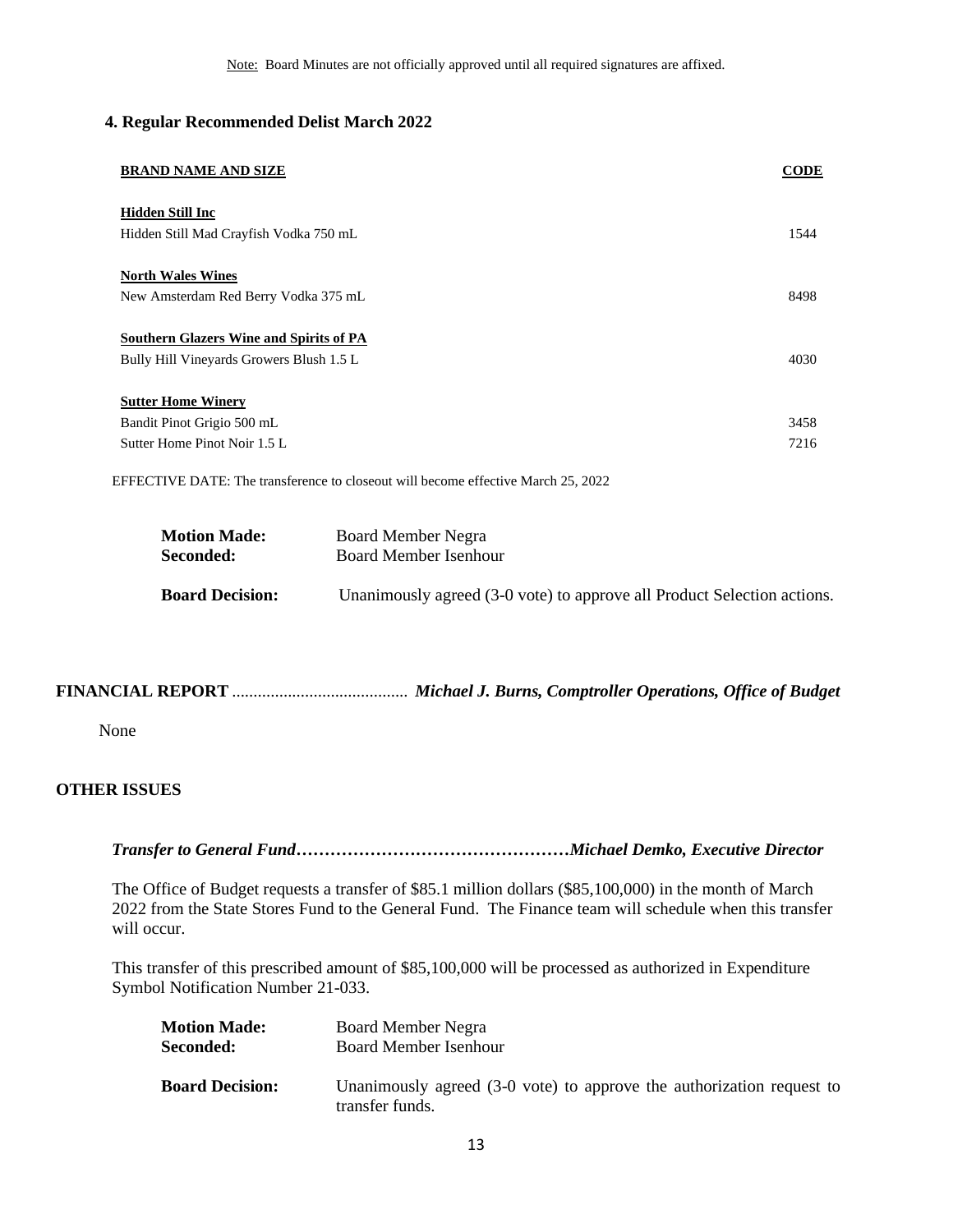Note: Board Minutes are not officially approved until all required signatures are affixed.

### 4. Regular Recommended Delist March 2022

| BRAND NAME AND SIZE | CODE |
|---|---|
| **Hidden Still Inc** | |
| Hidden Still Mad Crayfish Vodka 750 mL | 1544 |
| **North Wales Wines** | |
| New Amsterdam Red Berry Vodka 375 mL | 8498 |
| **Southern Glazers Wine and Spirits of PA** | |
| Bully Hill Vineyards Growers Blush 1.5 L | 4030 |
| **Sutter Home Winery** | |
| Bandit Pinot Grigio 500 mL | 3458 |
| Sutter Home Pinot Noir 1.5 L | 7216 |

EFFECTIVE DATE: The transference to closeout will become effective March 25, 2022

**Motion Made:** Board Member Negra
**Seconded:** Board Member Isenhour

**Board Decision:** Unanimously agreed (3-0 vote) to approve all Product Selection actions.

## FINANCIAL REPORT ........................................ *Michael J. Burns, Comptroller Operations, Office of Budget*

None

## OTHER ISSUES

***Transfer to General Fund…………………………………………Michael Demko, Executive Director***

The Office of Budget requests a transfer of $85.1 million dollars ($85,100,000) in the month of March 2022 from the State Stores Fund to the General Fund. The Finance team will schedule when this transfer will occur.

This transfer of this prescribed amount of $85,100,000 will be processed as authorized in Expenditure Symbol Notification Number 21-033.

**Motion Made:** Board Member Negra
**Seconded:** Board Member Isenhour

**Board Decision:** Unanimously agreed (3-0 vote) to approve the authorization request to transfer funds.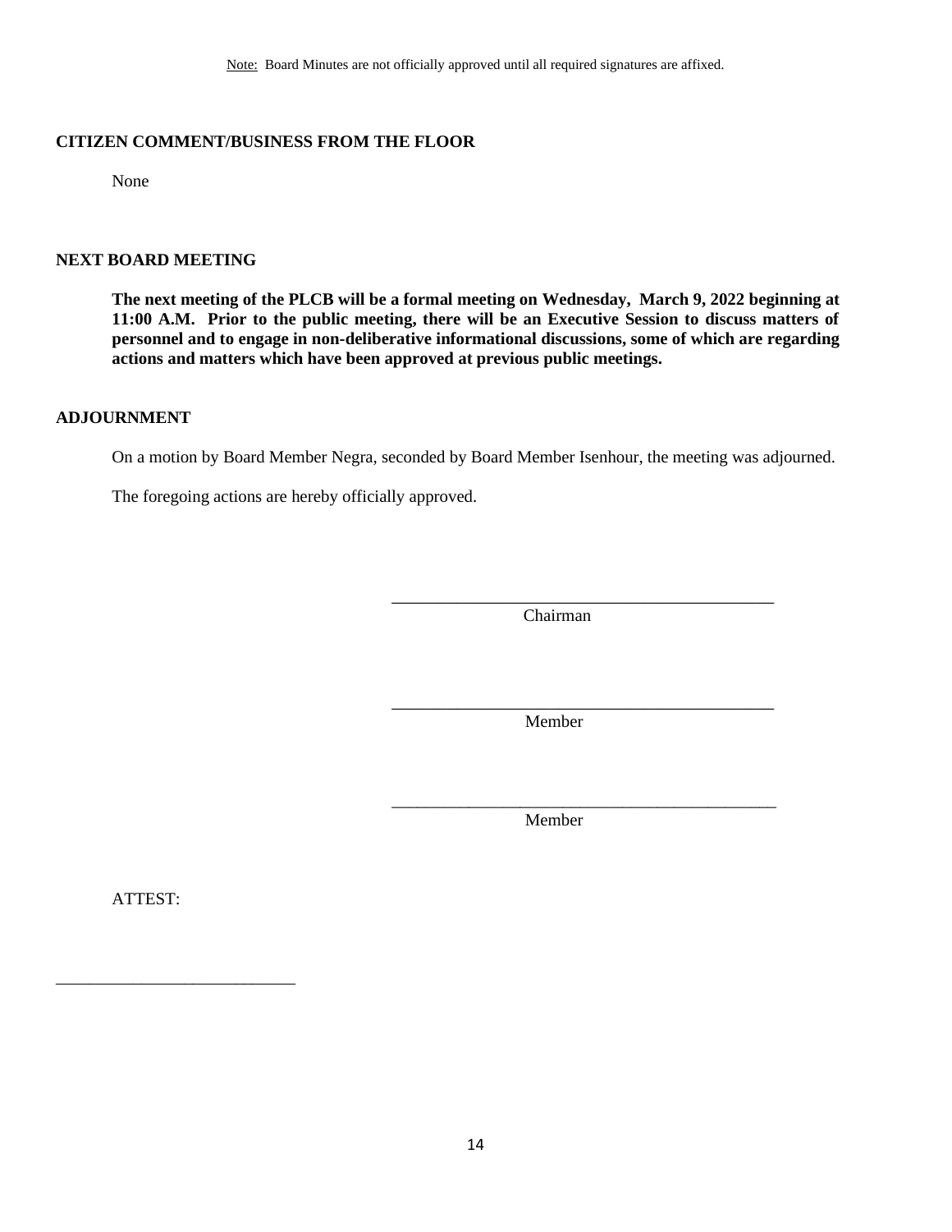Note: Board Minutes are not officially approved until all required signatures are affixed.

**CITIZEN COMMENT/BUSINESS FROM THE FLOOR**

None

**NEXT BOARD MEETING**

**The next meeting of the PLCB will be a formal meeting on Wednesday, March 9, 2022 beginning at 11:00 A.M. Prior to the public meeting, there will be an Executive Session to discuss matters of personnel and to engage in non-deliberative informational discussions, some of which are regarding actions and matters which have been approved at previous public meetings.**

**ADJOURNMENT**

On a motion by Board Member Negra, seconded by Board Member Isenhour, the meeting was adjourned.

The foregoing actions are hereby officially approved.

\_\_\_\_\_\_\_\_\_\_\_\_\_\_\_\_\_\_\_\_\_\_\_\_\_\_\_\_\_\_\_\_\_\_\_\_\_\_\_\_\_\_\_\_
Chairman

\_\_\_\_\_\_\_\_\_\_\_\_\_\_\_\_\_\_\_\_\_\_\_\_\_\_\_\_\_\_\_\_\_\_\_\_\_\_\_\_\_\_\_\_
Member

\_\_\_\_\_\_\_\_\_\_\_\_\_\_\_\_\_\_\_\_\_\_\_\_\_\_\_\_\_\_\_\_\_\_\_\_\_\_\_\_\_\_\_\_
Member

ATTEST:

\_\_\_\_\_\_\_\_\_\_\_\_\_\_\_\_\_\_\_\_\_\_\_\_\_\_\_\_